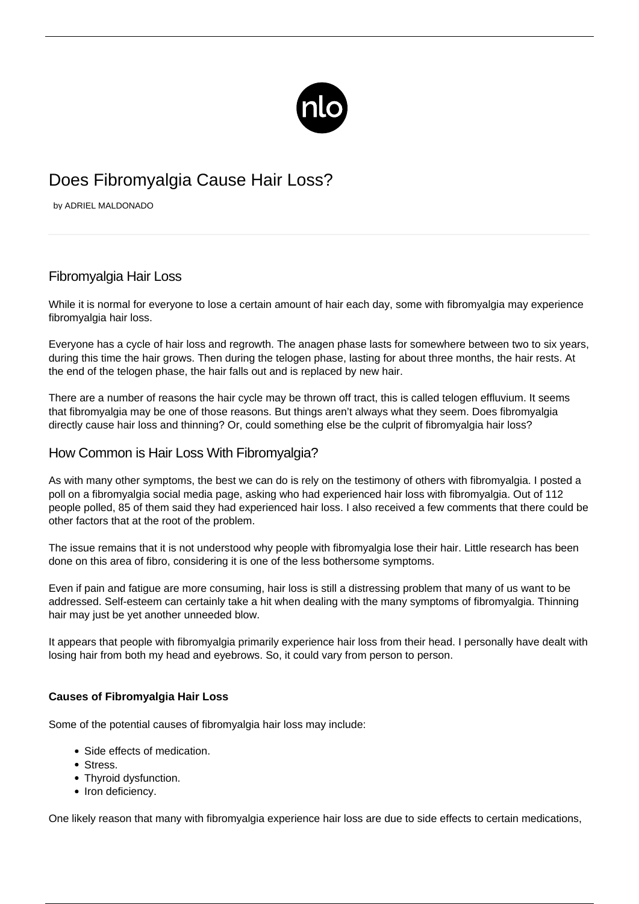# Does Fibromyalgia Cause Hair Loss?

by ADRIEL MALDONADO

## Fibromyalgia Hair Loss

While it is normal for everyone to lose a certain amount of hair each day, some with fibromyalgia may experience fibromyalgia hair loss.

Everyone has a cycle of hair loss and regrowth. The anagen phase lasts for somewhere between two to six years, during this time the hair grows. Then during the telogen phase, lasting for about three months, the hair rests. At the end of the telogen phase, the hair falls out and is replaced by new hair.

There are a number of reasons the hair cycle may be thrown off tract, this is called telogen effluvium. It seems that fibromyalgia may be one of those reasons. But things aren't always what they seem. Does fibromyalgia directly cause hair loss and thinning? Or, could something else be the culprit of fibromyalgia hair loss?

## How Common is Hair Loss With Fibromyalgia?

As with many other symptoms, the best we can do is rely on the testimony of others with fibromyalgia. I posted a poll on a fibromyalgia social media page, asking who had experienced hair loss with fibromyalgia. Out of 112 people polled, 85 of them said they had experienced hair loss. I also received a few comments that there could be other factors that at the root of the problem.

The issue remains that it is not understood why people with fibromyalgia lose their hair. Little research has been done on this area of fibro, considering it is one of the less bothersome symptoms.

Even if pain and fatigue are more consuming, hair loss is still a distressing problem that many of us want to be addressed. Self-esteem can certainly take a hit when dealing with the many symptoms of fibromyalgia. Thinning hair may just be yet another unneeded blow.

It appears that people with fibromyalgia primarily experience hair loss from their head. I personally have dealt with losing hair from both my head and eyebrows. So, it could vary from person to person.

### Causes of Fibromyalgia Hair Loss

Some of the potential causes of fibromyalgia hair loss may include:

- Side effects of medication.
- Stress.
- Thyroid dysfunction.
- Iron deficiency.

One likely reason that many with fibromyalgia experience hair loss are due to side effects to certain medications,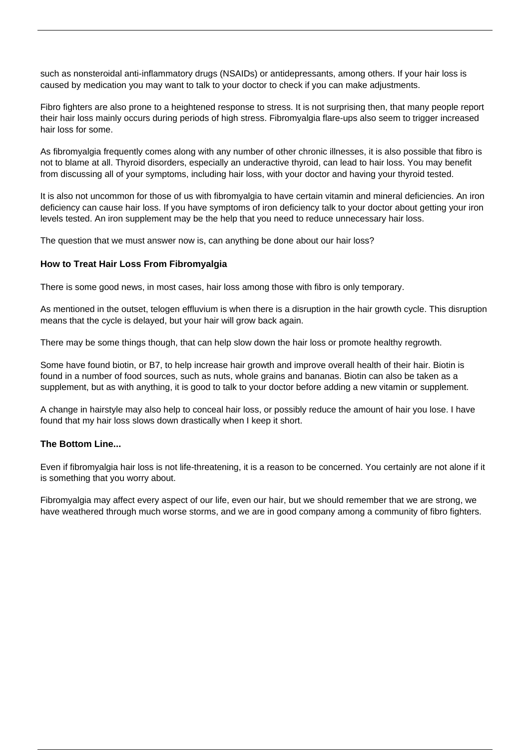such as nonsteroidal anti-inflammatory drugs (NSAIDs) or antidepressants, among others. If your hair loss is caused by medication you may want to talk to your doctor to check if you can make adjustments.

Fibro fighters are also prone to a heightened response to stress. It is not surprising then, that many people report their hair loss mainly occurs during periods of high stress. Fibromyalgia flare-ups also seem to trigger increased hair loss for some.

As fibromyalgia frequently comes along with any number of other chronic illnesses, it is also possible that fibro is not to blame at all. Thyroid disorders, especially an underactive thyroid, can lead to hair loss. You may benefit from discussing all of your symptoms, including hair loss, with your doctor and having your thyroid tested.

It is also not uncommon for those of us with fibromyalgia to have certain vitamin and mineral deficiencies. An iron deficiency can cause hair loss. If you have symptoms of iron deficiency talk to your doctor about getting your iron levels tested. An iron supplement may be the help that you need to reduce unnecessary hair loss.

The question that we must answer now is, can anything be done about our hair loss?

**How to Treat Hair Loss From Fibromyalgia**

There is some good news, in most cases, hair loss among those with fibro is only temporary.

As mentioned in the outset, telogen effluvium is when there is a disruption in the hair growth cycle. This disruption means that the cycle is delayed, but your hair will grow back again.

There may be some things though, that can help slow down the hair loss or promote healthy regrowth.

Some have found biotin, or B7, to help increase hair growth and improve overall health of their hair. Biotin is found in a number of food sources, such as nuts, whole grains and bananas. Biotin can also be taken as a supplement, but as with anything, it is good to talk to your doctor before adding a new vitamin or supplement.

A change in hairstyle may also help to conceal hair loss, or possibly reduce the amount of hair you lose. I have found that my hair loss slows down drastically when I keep it short.

**The Bottom Line...**

Even if fibromyalgia hair loss is not life-threatening, it is a reason to be concerned. You certainly are not alone if it is something that you worry about.

Fibromyalgia may affect every aspect of our life, even our hair, but we should remember that we are strong, we have weathered through much worse storms, and we are in good company among a community of fibro fighters.